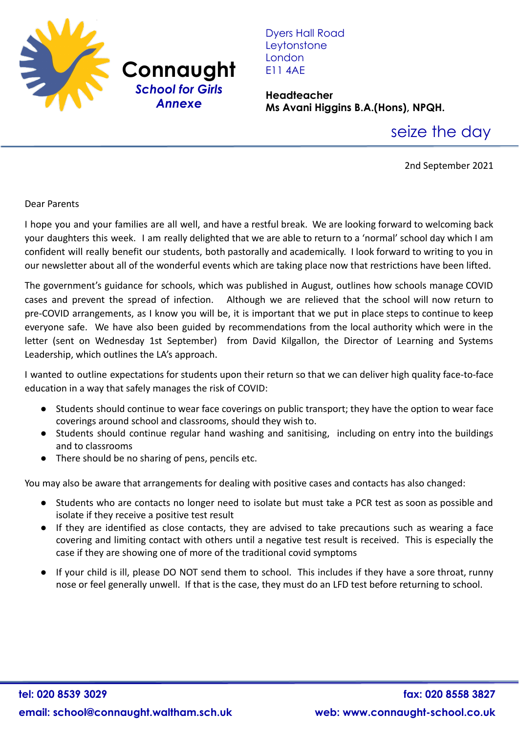# Connaught

***School for Girls Annexe***

Dyers Hall Road
Leytonstone
London
E11 4AE

**Headteacher**
**Ms Avani Higgins B.A.(Hons), NPQH.**

seize the day

2nd September 2021

Dear Parents

I hope you and your families are all well, and have a restful break. We are looking forward to welcoming back your daughters this week. I am really delighted that we are able to return to a 'normal' school day which I am confident will really benefit our students, both pastorally and academically. I look forward to writing to you in our newsletter about all of the wonderful events which are taking place now that restrictions have been lifted.

The government's guidance for schools, which was published in August, outlines how schools manage COVID cases and prevent the spread of infection. Although we are relieved that the school will now return to pre-COVID arrangements, as I know you will be, it is important that we put in place steps to continue to keep everyone safe. We have also been guided by recommendations from the local authority which were in the letter (sent on Wednesday 1st September) from David Kilgallon, the Director of Learning and Systems Leadership, which outlines the LA's approach.

I wanted to outline expectations for students upon their return so that we can deliver high quality face-to-face education in a way that safely manages the risk of COVID:

- Students should continue to wear face coverings on public transport; they have the option to wear face coverings around school and classrooms, should they wish to.
- Students should continue regular hand washing and sanitising, including on entry into the buildings and to classrooms
- There should be no sharing of pens, pencils etc.

You may also be aware that arrangements for dealing with positive cases and contacts has also changed:

- Students who are contacts no longer need to isolate but must take a PCR test as soon as possible and isolate if they receive a positive test result
- If they are identified as close contacts, they are advised to take precautions such as wearing a face covering and limiting contact with others until a negative test result is received. This is especially the case if they are showing one of more of the traditional covid symptoms
- If your child is ill, please DO NOT send them to school. This includes if they have a sore throat, runny nose or feel generally unwell. If that is the case, they must do an LFD test before returning to school.

**tel: 020 8539 3029** **fax: 020 8558 3827**
**email: school@connaught.waltham.sch.uk** **web: www.connaught-school.co.uk**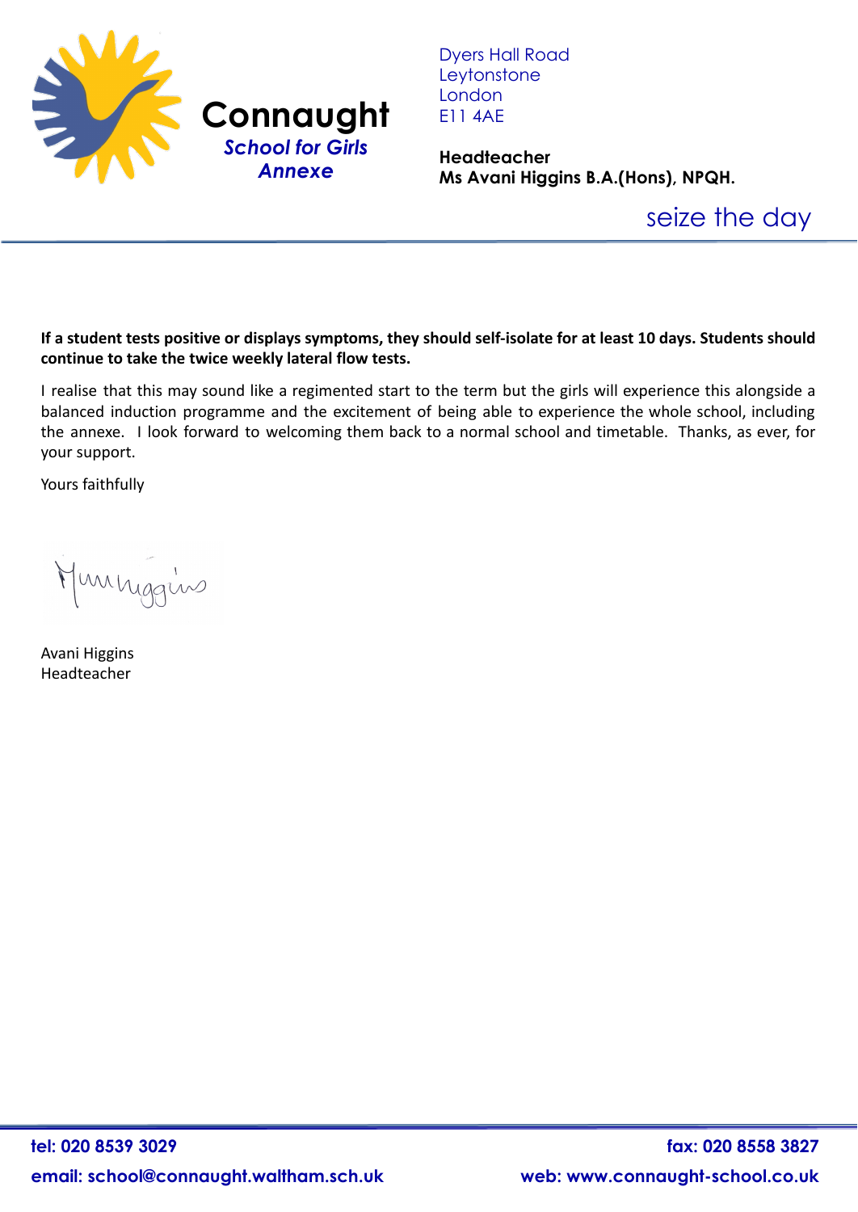Connaught
*School for Girls*
*Annexe*

Dyers Hall Road
Leytonstone
London
E11 4AE

**Headteacher**
**Ms Avani Higgins B.A.(Hons), NPQH.**

seize the day

**If a student tests positive or displays symptoms, they should self-isolate for at least 10 days. Students should continue to take the twice weekly lateral flow tests.**

I realise that this may sound like a regimented start to the term but the girls will experience this alongside a balanced induction programme and the excitement of being able to experience the whole school, including the annexe. I look forward to welcoming them back to a normal school and timetable. Thanks, as ever, for your support.

Yours faithfully

Avani Higgins
Headteacher

**tel: 020 8539 3029** **fax: 020 8558 3827**
**email: school@connaught.waltham.sch.uk** **web: www.connaught-school.co.uk**